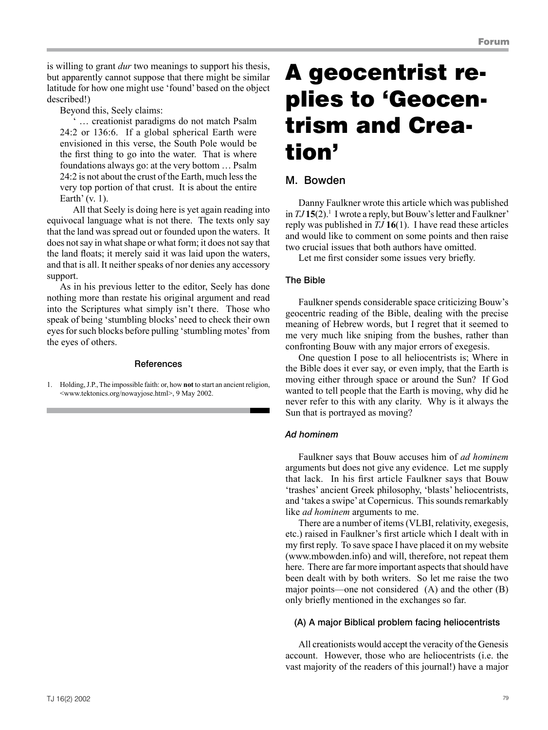is willing to grant *dur* two meanings to support his thesis, but apparently cannot suppose that there might be similar latitude for how one might use 'found' based on the object described!)

Beyond this, Seely claims:

> ' … creationist paradigms do not match Psalm 24:2 or 136:6. If a global spherical Earth were envisioned in this verse, the South Pole would be the first thing to go into the water. That is where foundations always go: at the very bottom … Psalm 24:2 is not about the crust of the Earth, much less the very top portion of that crust. It is about the entire Earth' (v. 1).

All that Seely is doing here is yet again reading into equivocal language what is not there. The texts only say that the land was spread out or founded upon the waters. It does not say in what shape or what form; it does not say that the land floats; it merely said it was laid upon the waters, and that is all. It neither speaks of nor denies any accessory support.

As in his previous letter to the editor, Seely has done nothing more than restate his original argument and read into the Scriptures what simply isn't there. Those who speak of being 'stumbling blocks' need to check their own eyes for such blocks before pulling 'stumbling motes' from the eyes of others.

### References

1. Holding, J.P., The impossible faith: or, how **not** to start an ancient religion, <www.tektonics.org/nowayjose.html>, 9 May 2002.

# A geocentrist replies to 'Geocentrism and Creation'

**M. Bowden**

Danny Faulkner wrote this article which was published in *TJ* **15**(2).[1] I wrote a reply, but Bouw's letter and Faulkner' reply was published in *TJ* **16**(1). I have read these articles and would like to comment on some points and then raise two crucial issues that both authors have omitted.

Let me first consider some issues very briefly.

### The Bible

Faulkner spends considerable space criticizing Bouw's geocentric reading of the Bible, dealing with the precise meaning of Hebrew words, but I regret that it seemed to me very much like sniping from the bushes, rather than confronting Bouw with any major errors of exegesis.

One question I pose to all heliocentrists is; Where in the Bible does it ever say, or even imply, that the Earth is moving either through space or around the Sun? If God wanted to tell people that the Earth is moving, why did he never refer to this with any clarity. Why is it always the Sun that is portrayed as moving?

### *Ad hominem*

Faulkner says that Bouw accuses him of *ad hominem* arguments but does not give any evidence. Let me supply that lack. In his first article Faulkner says that Bouw 'trashes' ancient Greek philosophy, 'blasts' heliocentrists, and 'takes a swipe' at Copernicus. This sounds remarkably like *ad hominem* arguments to me.

There are a number of items (VLBI, relativity, exegesis, etc.) raised in Faulkner's first article which I dealt with in my first reply. To save space I have placed it on my website (www.mbowden.info) and will, therefore, not repeat them here. There are far more important aspects that should have been dealt with by both writers. So let me raise the two major points—one not considered (A) and the other (B) only briefly mentioned in the exchanges so far.

#### (A) A major Biblical problem facing heliocentrists

All creationists would accept the veracity of the Genesis account. However, those who are heliocentrists (i.e. the vast majority of the readers of this journal!) have a major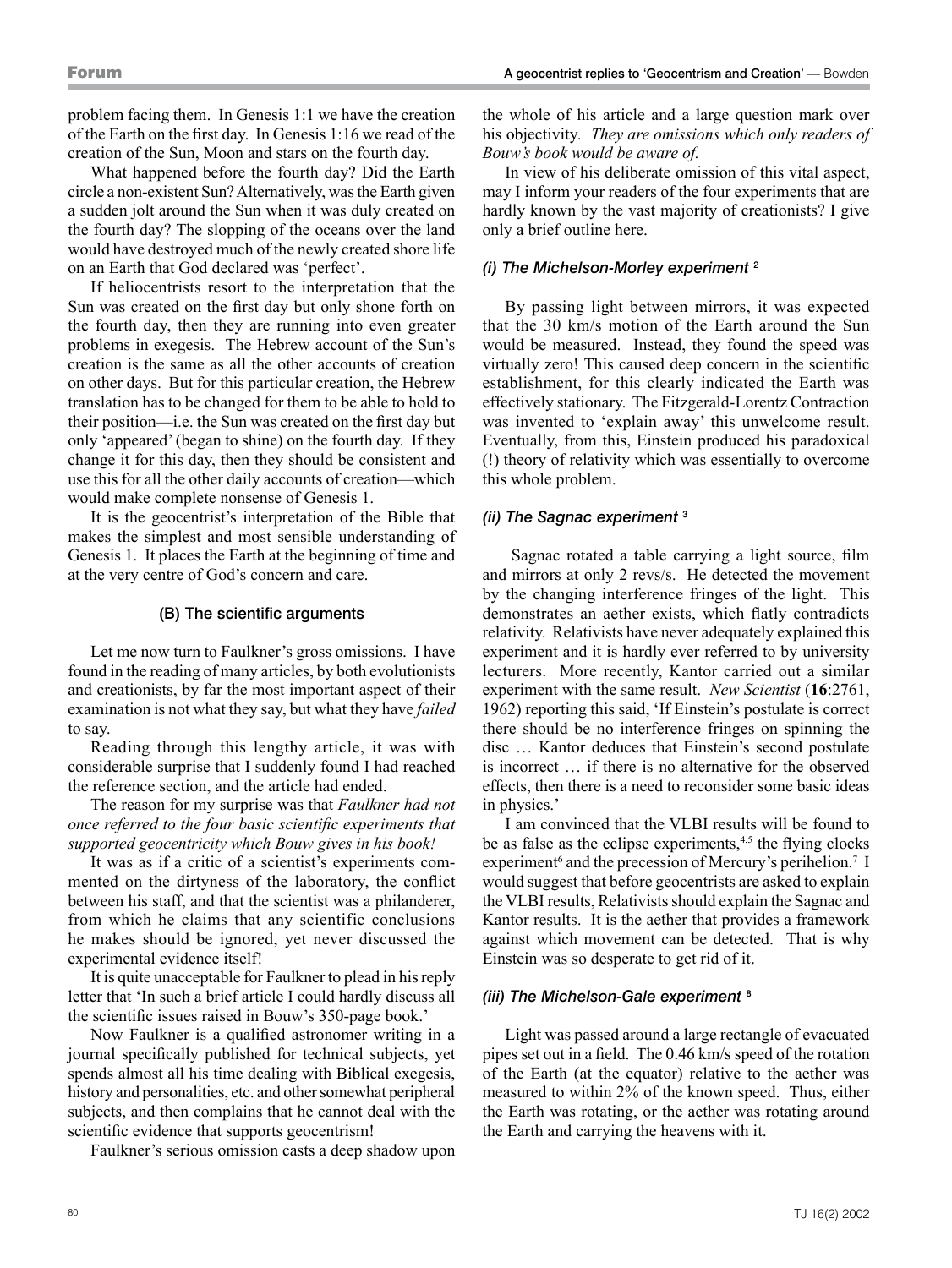problem facing them. In Genesis 1:1 we have the creation of the Earth on the first day. In Genesis 1:16 we read of the creation of the Sun, Moon and stars on the fourth day.

What happened before the fourth day? Did the Earth circle a non-existent Sun? Alternatively, was the Earth given a sudden jolt around the Sun when it was duly created on the fourth day? The slopping of the oceans over the land would have destroyed much of the newly created shore life on an Earth that God declared was 'perfect'.

If heliocentrists resort to the interpretation that the Sun was created on the first day but only shone forth on the fourth day, then they are running into even greater problems in exegesis. The Hebrew account of the Sun's creation is the same as all the other accounts of creation on other days. But for this particular creation, the Hebrew translation has to be changed for them to be able to hold to their position—i.e. the Sun was created on the first day but only 'appeared' (began to shine) on the fourth day. If they change it for this day, then they should be consistent and use this for all the other daily accounts of creation—which would make complete nonsense of Genesis 1.

It is the geocentrist's interpretation of the Bible that makes the simplest and most sensible understanding of Genesis 1. It places the Earth at the beginning of time and at the very centre of God's concern and care.

### (B) The scientific arguments

Let me now turn to Faulkner's gross omissions. I have found in the reading of many articles, by both evolutionists and creationists, by far the most important aspect of their examination is not what they say, but what they have *failed* to say.

Reading through this lengthy article, it was with considerable surprise that I suddenly found I had reached the reference section, and the article had ended.

The reason for my surprise was that *Faulkner had not once referred to the four basic scientific experiments that supported geocentricity which Bouw gives in his book!*

It was as if a critic of a scientist's experiments commented on the dirtyness of the laboratory, the conflict between his staff, and that the scientist was a philanderer, from which he claims that any scientific conclusions he makes should be ignored, yet never discussed the experimental evidence itself!

It is quite unacceptable for Faulkner to plead in his reply letter that 'In such a brief article I could hardly discuss all the scientific issues raised in Bouw's 350-page book.'

Now Faulkner is a qualified astronomer writing in a journal specifically published for technical subjects, yet spends almost all his time dealing with Biblical exegesis, history and personalities, etc. and other somewhat peripheral subjects, and then complains that he cannot deal with the scientific evidence that supports geocentrism!

Faulkner's serious omission casts a deep shadow upon the whole of his article and a large question mark over his objectivity. *They are omissions which only readers of Bouw's book would be aware of.*

In view of his deliberate omission of this vital aspect, may I inform your readers of the four experiments that are hardly known by the vast majority of creationists? I give only a brief outline here.

#### *(i) The Michelson-Morley experiment* [2]

By passing light between mirrors, it was expected that the 30 km/s motion of the Earth around the Sun would be measured. Instead, they found the speed was virtually zero! This caused deep concern in the scientific establishment, for this clearly indicated the Earth was effectively stationary. The Fitzgerald-Lorentz Contraction was invented to 'explain away' this unwelcome result. Eventually, from this, Einstein produced his paradoxical (!) theory of relativity which was essentially to overcome this whole problem.

#### *(ii) The Sagnac experiment* [3]

Sagnac rotated a table carrying a light source, film and mirrors at only 2 revs/s. He detected the movement by the changing interference fringes of the light. This demonstrates an aether exists, which flatly contradicts relativity. Relativists have never adequately explained this experiment and it is hardly ever referred to by university lecturers. More recently, Kantor carried out a similar experiment with the same result. *New Scientist* (**16**:2761, 1962) reporting this said, 'If Einstein's postulate is correct there should be no interference fringes on spinning the disc … Kantor deduces that Einstein's second postulate is incorrect … if there is no alternative for the observed effects, then there is a need to reconsider some basic ideas in physics.'

I am convinced that the VLBI results will be found to be as false as the eclipse experiments,[4,5] the flying clocks experiment[6] and the precession of Mercury's perihelion.[7] I would suggest that before geocentrists are asked to explain the VLBI results, Relativists should explain the Sagnac and Kantor results. It is the aether that provides a framework against which movement can be detected. That is why Einstein was so desperate to get rid of it.

#### *(iii) The Michelson-Gale experiment* [8]

Light was passed around a large rectangle of evacuated pipes set out in a field. The 0.46 km/s speed of the rotation of the Earth (at the equator) relative to the aether was measured to within 2% of the known speed. Thus, either the Earth was rotating, or the aether was rotating around the Earth and carrying the heavens with it.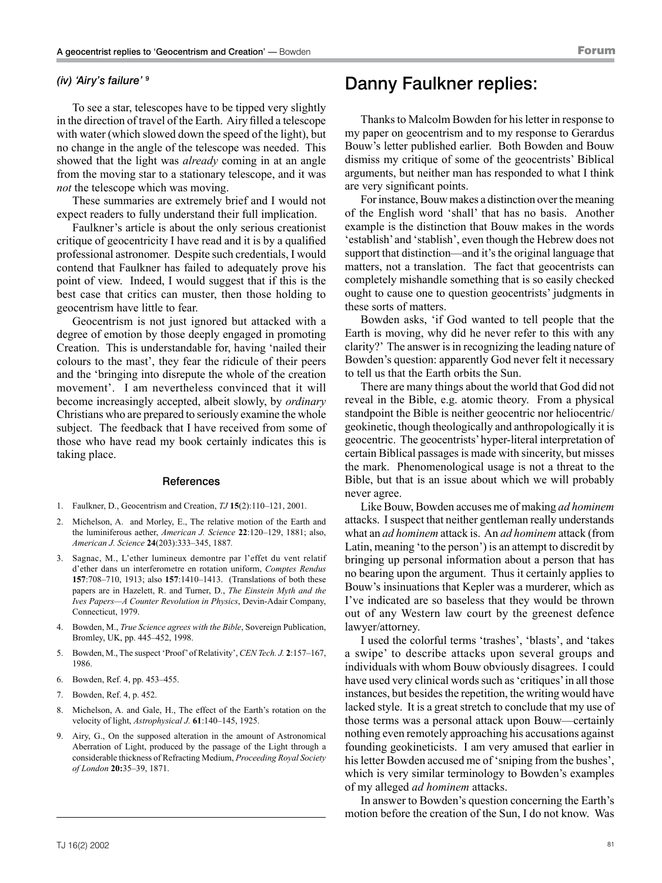### *(iv) 'Airy's failure'* [9]

To see a star, telescopes have to be tipped very slightly in the direction of travel of the Earth. Airy filled a telescope with water (which slowed down the speed of the light), but no change in the angle of the telescope was needed. This showed that the light was *already* coming in at an angle from the moving star to a stationary telescope, and it was *not* the telescope which was moving.

These summaries are extremely brief and I would not expect readers to fully understand their full implication.

Faulkner's article is about the only serious creationist critique of geocentricity I have read and it is by a qualified professional astronomer. Despite such credentials, I would contend that Faulkner has failed to adequately prove his point of view. Indeed, I would suggest that if this is the best case that critics can muster, then those holding to geocentrism have little to fear.

Geocentrism is not just ignored but attacked with a degree of emotion by those deeply engaged in promoting Creation. This is understandable for, having 'nailed their colours to the mast', they fear the ridicule of their peers and the 'bringing into disrepute the whole of the creation movement'. I am nevertheless convinced that it will become increasingly accepted, albeit slowly, by *ordinary* Christians who are prepared to seriously examine the whole subject. The feedback that I have received from some of those who have read my book certainly indicates this is taking place.

#### References

1. Faulkner, D., Geocentrism and Creation, *TJ* **15**(2):110–121, 2001.
2. Michelson, A. and Morley, E., The relative motion of the Earth and the luminiferous aether, *American J. Science* **22**:120–129, 1881; also, *American J. Science* **24**(203):333–345, 1887.
3. Sagnac, M., L'ether lumineux demontre par l'effet du vent relatif d'ether dans un interferometre en rotation uniform, *Comptes Rendus* **157**:708–710, 1913; also **157**:1410–1413. (Translations of both these papers are in Hazelett, R. and Turner, D., *The Einstein Myth and the Ives Papers—A Counter Revolution in Physics*, Devin-Adair Company, Connecticut, 1979.
4. Bowden, M., *True Science agrees with the Bible*, Sovereign Publication, Bromley, UK, pp. 445–452, 1998.
5. Bowden, M., The suspect 'Proof' of Relativity', *CEN Tech. J.* **2**:157–167, 1986.
6. Bowden, Ref. 4, pp. 453–455.
7. Bowden, Ref. 4, p. 452.
8. Michelson, A. and Gale, H., The effect of the Earth's rotation on the velocity of light, *Astrophysical J.* **61**:140–145, 1925.
9. Airy, G., On the supposed alteration in the amount of Astronomical Aberration of Light, produced by the passage of the Light through a considerable thickness of Refracting Medium, *Proceeding Royal Society of London* **20:**35–39, 1871.

## Danny Faulkner replies:

Thanks to Malcolm Bowden for his letter in response to my paper on geocentrism and to my response to Gerardus Bouw's letter published earlier. Both Bowden and Bouw dismiss my critique of some of the geocentrists' Biblical arguments, but neither man has responded to what I think are very significant points.

For instance, Bouw makes a distinction over the meaning of the English word 'shall' that has no basis. Another example is the distinction that Bouw makes in the words 'establish' and 'stablish', even though the Hebrew does not support that distinction—and it's the original language that matters, not a translation. The fact that geocentrists can completely mishandle something that is so easily checked ought to cause one to question geocentrists' judgments in these sorts of matters.

Bowden asks, 'if God wanted to tell people that the Earth is moving, why did he never refer to this with any clarity?' The answer is in recognizing the leading nature of Bowden's question: apparently God never felt it necessary to tell us that the Earth orbits the Sun.

There are many things about the world that God did not reveal in the Bible, e.g. atomic theory. From a physical standpoint the Bible is neither geocentric nor heliocentric/geokinetic, though theologically and anthropologically it is geocentric. The geocentrists' hyper-literal interpretation of certain Biblical passages is made with sincerity, but misses the mark. Phenomenological usage is not a threat to the Bible, but that is an issue about which we will probably never agree.

Like Bouw, Bowden accuses me of making *ad hominem* attacks. I suspect that neither gentleman really understands what an *ad hominem* attack is. An *ad hominem* attack (from Latin, meaning 'to the person') is an attempt to discredit by bringing up personal information about a person that has no bearing upon the argument. Thus it certainly applies to Bouw's insinuations that Kepler was a murderer, which as I've indicated are so baseless that they would be thrown out of any Western law court by the greenest defence lawyer/attorney.

I used the colorful terms 'trashes', 'blasts', and 'takes a swipe' to describe attacks upon several groups and individuals with whom Bouw obviously disagrees. I could have used very clinical words such as 'critiques' in all those instances, but besides the repetition, the writing would have lacked style. It is a great stretch to conclude that my use of those terms was a personal attack upon Bouw—certainly nothing even remotely approaching his accusations against founding geokineticists. I am very amused that earlier in his letter Bowden accused me of 'sniping from the bushes', which is very similar terminology to Bowden's examples of my alleged *ad hominem* attacks.

In answer to Bowden's question concerning the Earth's motion before the creation of the Sun, I do not know. Was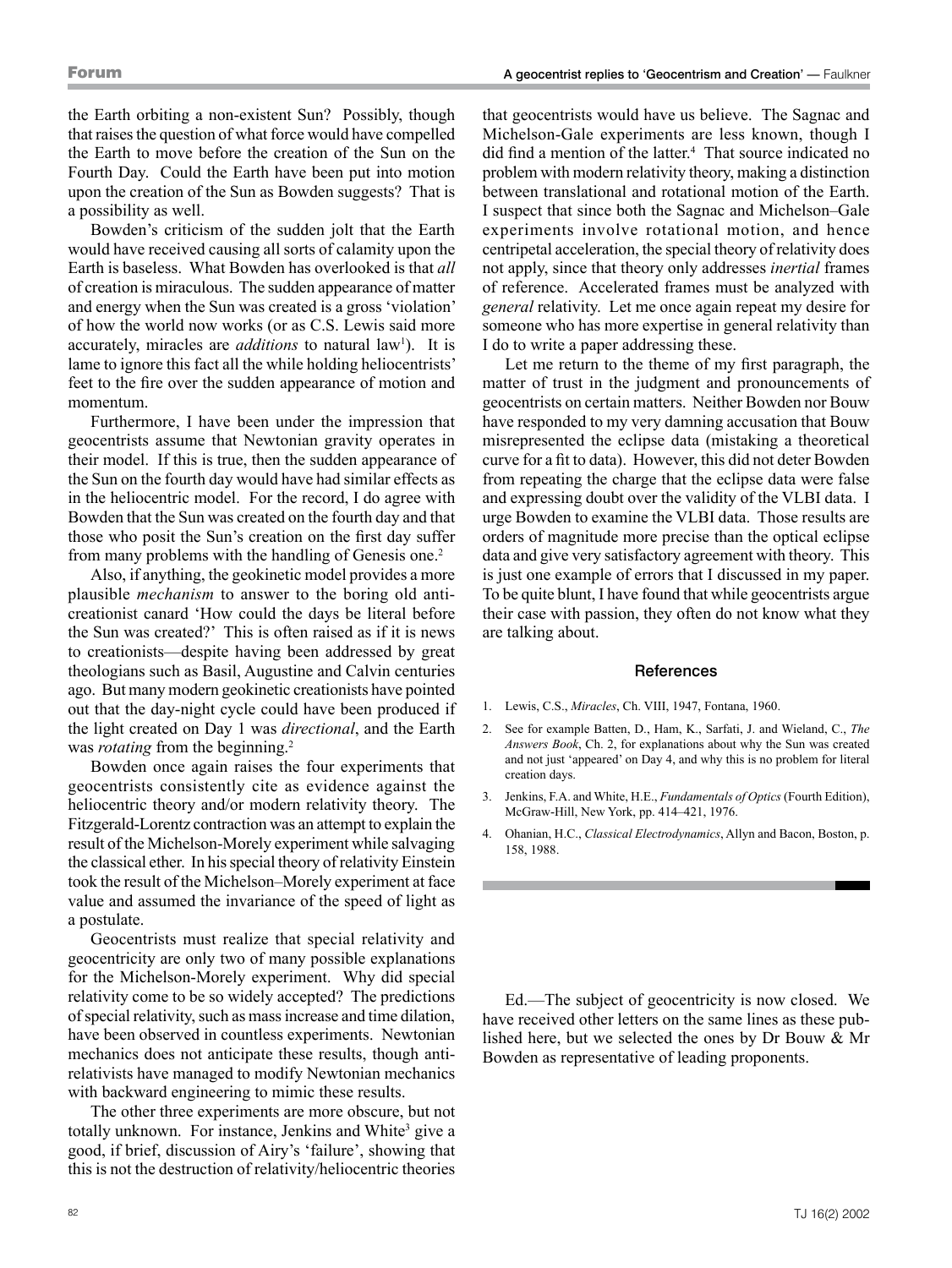the Earth orbiting a non-existent Sun? Possibly, though that raises the question of what force would have compelled the Earth to move before the creation of the Sun on the Fourth Day. Could the Earth have been put into motion upon the creation of the Sun as Bowden suggests? That is a possibility as well.

Bowden's criticism of the sudden jolt that the Earth would have received causing all sorts of calamity upon the Earth is baseless. What Bowden has overlooked is that *all* of creation is miraculous. The sudden appearance of matter and energy when the Sun was created is a gross 'violation' of how the world now works (or as C.S. Lewis said more accurately, miracles are *additions* to natural law[1]). It is lame to ignore this fact all the while holding heliocentrists' feet to the fire over the sudden appearance of motion and momentum.

Furthermore, I have been under the impression that geocentrists assume that Newtonian gravity operates in their model. If this is true, then the sudden appearance of the Sun on the fourth day would have had similar effects as in the heliocentric model. For the record, I do agree with Bowden that the Sun was created on the fourth day and that those who posit the Sun's creation on the first day suffer from many problems with the handling of Genesis one.[2]

Also, if anything, the geokinetic model provides a more plausible *mechanism* to answer to the boring old anti-creationist canard 'How could the days be literal before the Sun was created?' This is often raised as if it is news to creationists—despite having been addressed by great theologians such as Basil, Augustine and Calvin centuries ago. But many modern geokinetic creationists have pointed out that the day-night cycle could have been produced if the light created on Day 1 was *directional*, and the Earth was *rotating* from the beginning.[2]

Bowden once again raises the four experiments that geocentrists consistently cite as evidence against the heliocentric theory and/or modern relativity theory. The Fitzgerald-Lorentz contraction was an attempt to explain the result of the Michelson-Morely experiment while salvaging the classical ether. In his special theory of relativity Einstein took the result of the Michelson–Morely experiment at face value and assumed the invariance of the speed of light as a postulate.

Geocentrists must realize that special relativity and geocentricity are only two of many possible explanations for the Michelson-Morely experiment. Why did special relativity come to be so widely accepted? The predictions of special relativity, such as mass increase and time dilation, have been observed in countless experiments. Newtonian mechanics does not anticipate these results, though anti-relativists have managed to modify Newtonian mechanics with backward engineering to mimic these results.

The other three experiments are more obscure, but not totally unknown. For instance, Jenkins and White[3] give a good, if brief, discussion of Airy's 'failure', showing that this is not the destruction of relativity/heliocentric theories that geocentrists would have us believe. The Sagnac and Michelson-Gale experiments are less known, though I did find a mention of the latter.[4] That source indicated no problem with modern relativity theory, making a distinction between translational and rotational motion of the Earth. I suspect that since both the Sagnac and Michelson–Gale experiments involve rotational motion, and hence centripetal acceleration, the special theory of relativity does not apply, since that theory only addresses *inertial* frames of reference. Accelerated frames must be analyzed with *general* relativity. Let me once again repeat my desire for someone who has more expertise in general relativity than I do to write a paper addressing these.

Let me return to the theme of my first paragraph, the matter of trust in the judgment and pronouncements of geocentrists on certain matters. Neither Bowden nor Bouw have responded to my very damning accusation that Bouw misrepresented the eclipse data (mistaking a theoretical curve for a fit to data). However, this did not deter Bowden from repeating the charge that the eclipse data were false and expressing doubt over the validity of the VLBI data. I urge Bowden to examine the VLBI data. Those results are orders of magnitude more precise than the optical eclipse data and give very satisfactory agreement with theory. This is just one example of errors that I discussed in my paper. To be quite blunt, I have found that while geocentrists argue their case with passion, they often do not know what they are talking about.

### References

1. Lewis, C.S., *Miracles*, Ch. VIII, 1947, Fontana, 1960.
2. See for example Batten, D., Ham, K., Sarfati, J. and Wieland, C., *The Answers Book*, Ch. 2, for explanations about why the Sun was created and not just 'appeared' on Day 4, and why this is no problem for literal creation days.
3. Jenkins, F.A. and White, H.E., *Fundamentals of Optics* (Fourth Edition), McGraw-Hill, New York, pp. 414–421, 1976.
4. Ohanian, H.C., *Classical Electrodynamics*, Allyn and Bacon, Boston, p. 158, 1988.

Ed.—The subject of geocentricity is now closed. We have received other letters on the same lines as these published here, but we selected the ones by Dr Bouw & Mr Bowden as representative of leading proponents.